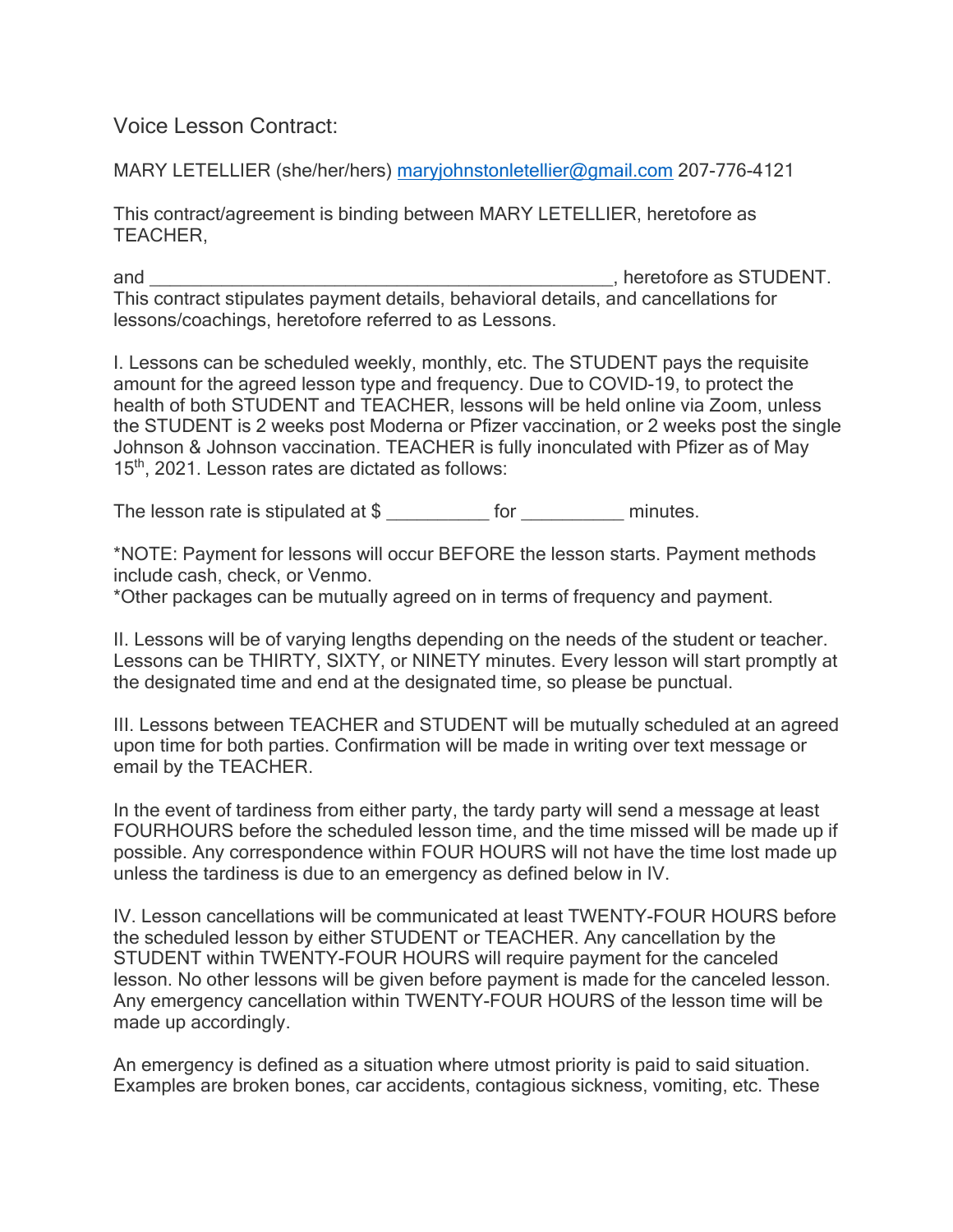# Voice Lesson Contract:

MARY LETELLIER (she/her/hers) maryjohnstonletellier@gmail.com 207-776-4121

This contract/agreement is binding between MARY LETELLIER, heretofore as TEACHER,

and _______________________________________________, heretofore as STUDENT. This contract stipulates payment details, behavioral details, and cancellations for lessons/coachings, heretofore referred to as Lessons.

I. Lessons can be scheduled weekly, monthly, etc. The STUDENT pays the requisite amount for the agreed lesson type and frequency. Due to COVID-19, to protect the health of both STUDENT and TEACHER, lessons will be held online via Zoom, unless the STUDENT is 2 weeks post Moderna or Pfizer vaccination, or 2 weeks post the single Johnson & Johnson vaccination. TEACHER is fully inonculated with Pfizer as of May 15th, 2021. Lesson rates are dictated as follows:

The lesson rate is stipulated at $ __________ for __________ minutes.

*NOTE: Payment for lessons will occur BEFORE the lesson starts. Payment methods include cash, check, or Venmo.
*Other packages can be mutually agreed on in terms of frequency and payment.

II. Lessons will be of varying lengths depending on the needs of the student or teacher. Lessons can be THIRTY, SIXTY, or NINETY minutes. Every lesson will start promptly at the designated time and end at the designated time, so please be punctual.

III. Lessons between TEACHER and STUDENT will be mutually scheduled at an agreed upon time for both parties. Confirmation will be made in writing over text message or email by the TEACHER.

In the event of tardiness from either party, the tardy party will send a message at least FOURHOURS before the scheduled lesson time, and the time missed will be made up if possible. Any correspondence within FOUR HOURS will not have the time lost made up unless the tardiness is due to an emergency as defined below in IV.

IV. Lesson cancellations will be communicated at least TWENTY-FOUR HOURS before the scheduled lesson by either STUDENT or TEACHER. Any cancellation by the STUDENT within TWENTY-FOUR HOURS will require payment for the canceled lesson. No other lessons will be given before payment is made for the canceled lesson. Any emergency cancellation within TWENTY-FOUR HOURS of the lesson time will be made up accordingly.

An emergency is defined as a situation where utmost priority is paid to said situation. Examples are broken bones, car accidents, contagious sickness, vomiting, etc. These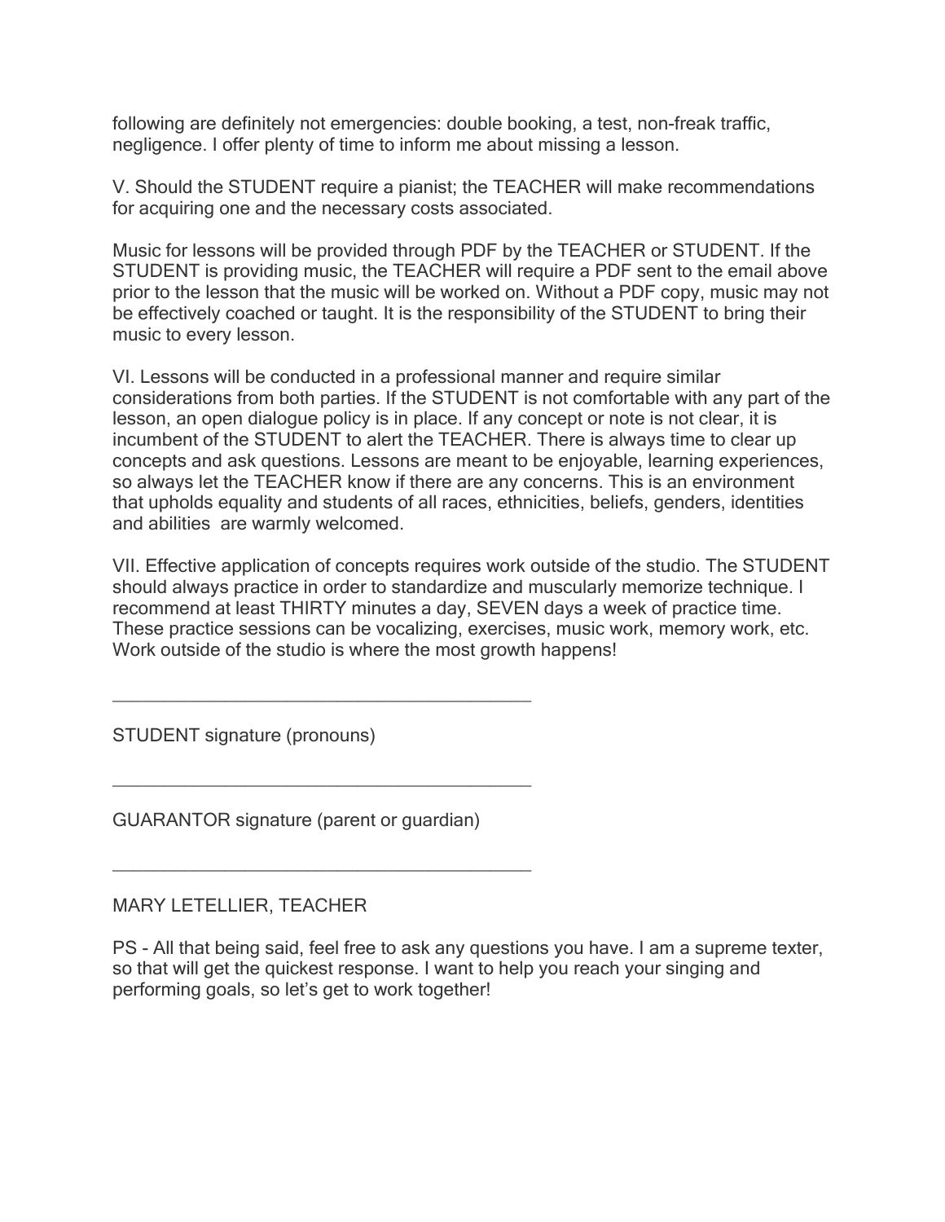following are definitely not emergencies: double booking, a test, non-freak traffic, negligence. I offer plenty of time to inform me about missing a lesson.

V. Should the STUDENT require a pianist; the TEACHER will make recommendations for acquiring one and the necessary costs associated.

Music for lessons will be provided through PDF by the TEACHER or STUDENT. If the STUDENT is providing music, the TEACHER will require a PDF sent to the email above prior to the lesson that the music will be worked on. Without a PDF copy, music may not be effectively coached or taught. It is the responsibility of the STUDENT to bring their music to every lesson.

VI. Lessons will be conducted in a professional manner and require similar considerations from both parties. If the STUDENT is not comfortable with any part of the lesson, an open dialogue policy is in place. If any concept or note is not clear, it is incumbent of the STUDENT to alert the TEACHER. There is always time to clear up concepts and ask questions. Lessons are meant to be enjoyable, learning experiences, so always let the TEACHER know if there are any concerns. This is an environment that upholds equality and students of all races, ethnicities, beliefs, genders, identities and abilities are warmly welcomed.

VII. Effective application of concepts requires work outside of the studio. The STUDENT should always practice in order to standardize and muscularly memorize technique. I recommend at least THIRTY minutes a day, SEVEN days a week of practice time. These practice sessions can be vocalizing, exercises, music work, memory work, etc. Work outside of the studio is where the most growth happens!

______________________________________________

STUDENT signature (pronouns)

______________________________________________

GUARANTOR signature (parent or guardian)

______________________________________________

MARY LETELLIER, TEACHER

PS - All that being said, feel free to ask any questions you have. I am a supreme texter, so that will get the quickest response. I want to help you reach your singing and performing goals, so let's get to work together!